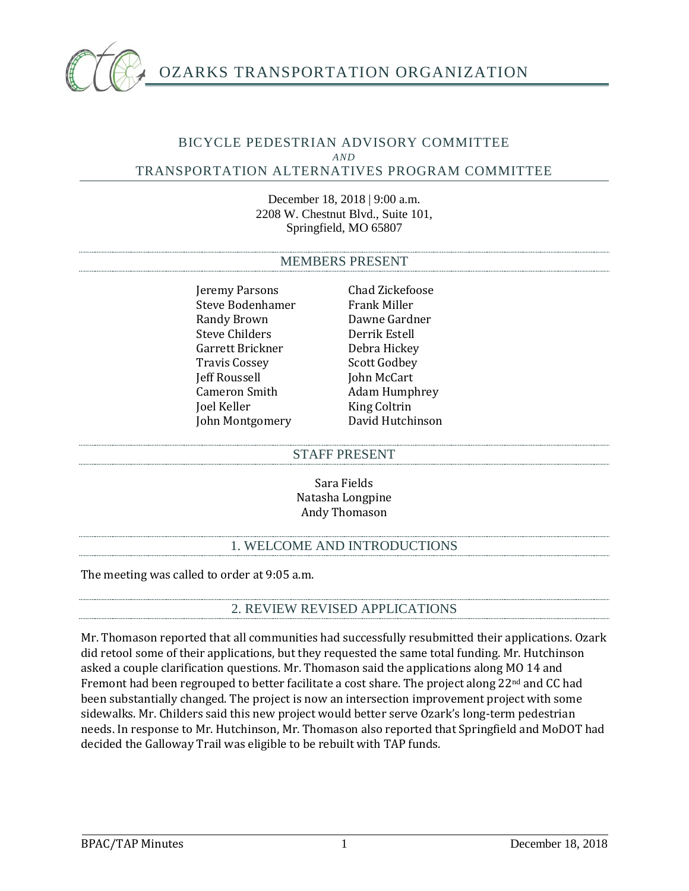# OZARKS TRANSPORTATION ORGANIZATION

## BICYCLE PEDESTRIAN ADVISORY COMMITTEE
*AND*
## TRANSPORTATION ALTERNATIVES PROGRAM COMMITTEE

December 18, 2018 | 9:00 a.m.
2208 W. Chestnut Blvd., Suite 101,
Springfield, MO 65807

### MEMBERS PRESENT

Jeremy Parsons
Steve Bodenhamer
Randy Brown
Steve Childers
Garrett Brickner
Travis Cossey
Jeff Roussell
Cameron Smith
Joel Keller
John Montgomery
Chad Zickefoose
Frank Miller
Dawne Gardner
Derrik Estell
Debra Hickey
Scott Godbey
John McCart
Adam Humphrey
King Coltrin
David Hutchinson

### STAFF PRESENT

Sara Fields
Natasha Longpine
Andy Thomason

### 1. WELCOME AND INTRODUCTIONS

The meeting was called to order at 9:05 a.m.

### 2. REVIEW REVISED APPLICATIONS

Mr. Thomason reported that all communities had successfully resubmitted their applications. Ozark did retool some of their applications, but they requested the same total funding. Mr. Hutchinson asked a couple clarification questions. Mr. Thomason said the applications along MO 14 and Fremont had been regrouped to better facilitate a cost share. The project along 22nd and CC had been substantially changed. The project is now an intersection improvement project with some sidewalks. Mr. Childers said this new project would better serve Ozark's long-term pedestrian needs. In response to Mr. Hutchinson, Mr. Thomason also reported that Springfield and MoDOT had decided the Galloway Trail was eligible to be rebuilt with TAP funds.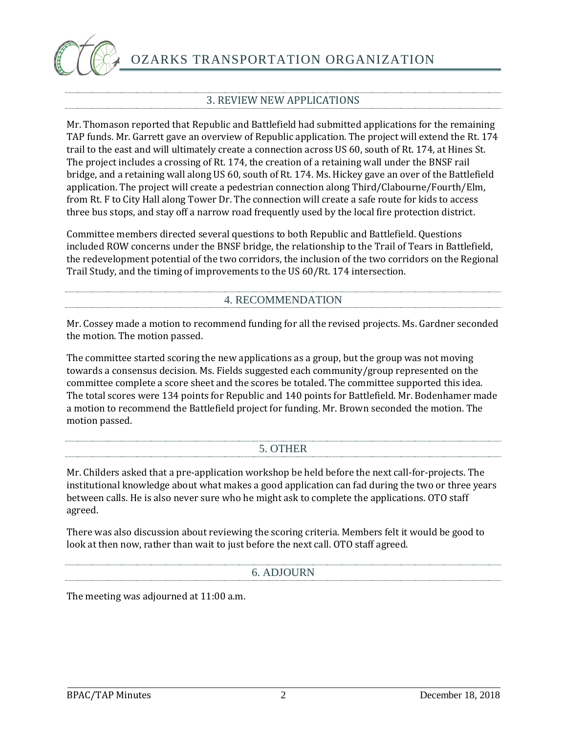## 3. REVIEW NEW APPLICATIONS

Mr. Thomason reported that Republic and Battlefield had submitted applications for the remaining TAP funds. Mr. Garrett gave an overview of Republic application. The project will extend the Rt. 174 trail to the east and will ultimately create a connection across US 60, south of Rt. 174, at Hines St. The project includes a crossing of Rt. 174, the creation of a retaining wall under the BNSF rail bridge, and a retaining wall along US 60, south of Rt. 174. Ms. Hickey gave an over of the Battlefield application. The project will create a pedestrian connection along Third/Clabourne/Fourth/Elm, from Rt. F to City Hall along Tower Dr. The connection will create a safe route for kids to access three bus stops, and stay off a narrow road frequently used by the local fire protection district.

Committee members directed several questions to both Republic and Battlefield. Questions included ROW concerns under the BNSF bridge, the relationship to the Trail of Tears in Battlefield, the redevelopment potential of the two corridors, the inclusion of the two corridors on the Regional Trail Study, and the timing of improvements to the US 60/Rt. 174 intersection.

## 4. RECOMMENDATION

Mr. Cossey made a motion to recommend funding for all the revised projects. Ms. Gardner seconded the motion. The motion passed.

The committee started scoring the new applications as a group, but the group was not moving towards a consensus decision. Ms. Fields suggested each community/group represented on the committee complete a score sheet and the scores be totaled. The committee supported this idea. The total scores were 134 points for Republic and 140 points for Battlefield. Mr. Bodenhamer made a motion to recommend the Battlefield project for funding. Mr. Brown seconded the motion. The motion passed.

## 5. OTHER

Mr. Childers asked that a pre-application workshop be held before the next call-for-projects. The institutional knowledge about what makes a good application can fad during the two or three years between calls. He is also never sure who he might ask to complete the applications. OTO staff agreed.

There was also discussion about reviewing the scoring criteria. Members felt it would be good to look at then now, rather than wait to just before the next call. OTO staff agreed.

## 6. ADJOURN

The meeting was adjourned at 11:00 a.m.